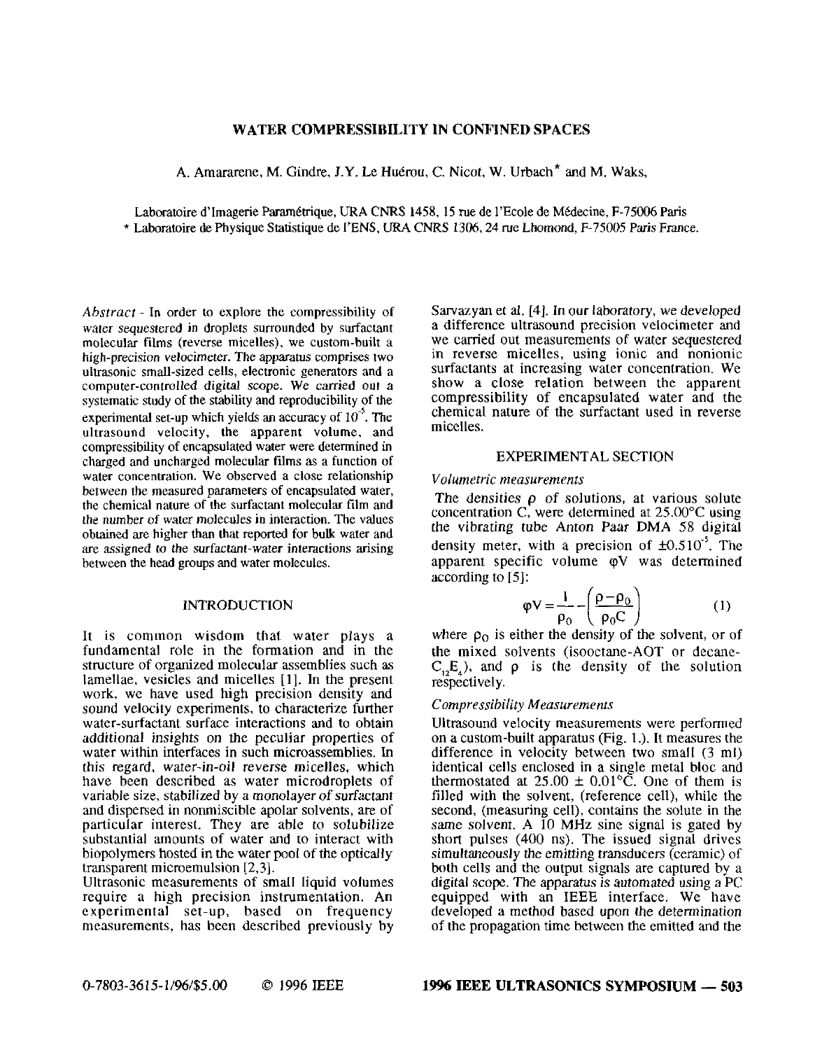# WATER COMPRESSIBILITY IN CONFINED SPACES

A. Amararene, M. Gindre, J.Y. Le Huérou, C. Nicot, W. Urbach* and M. Waks,

Laboratoire d'Imagerie Paramétrique, URA CNRS 1458, 15 rue de l'Ecole de Médecine, F-75006 Paris
* Laboratoire de Physique Statistique de l'ENS, URA CNRS 1306, 24 rue Lhomond, F-75005 Paris France.

*Abstract* - In order to explore the compressibility of water sequestered in droplets surrounded by surfactant molecular films (reverse micelles), we custom-built a high-precision velocimeter. The apparatus comprises two ultrasonic small-sized cells, electronic generators and a computer-controlled digital scope. We carried out a systematic study of the stability and reproducibility of the experimental set-up which yields an accuracy of $10^{-5}$. The ultrasound velocity, the apparent volume, and compressibility of encapsulated water were determined in charged and uncharged molecular films as a function of water concentration. We observed a close relationship between the measured parameters of encapsulated water, the chemical nature of the surfactant molecular film and the number of water molecules in interaction. The values obtained are higher than that reported for bulk water and are assigned to the surfactant-water interactions arising between the head groups and water molecules.

## INTRODUCTION

It is common wisdom that water plays a fundamental role in the formation and in the structure of organized molecular assemblies such as lamellae, vesicles and micelles [1]. In the present work, we have used high precision density and sound velocity experiments, to characterize further water-surfactant surface interactions and to obtain additional insights on the peculiar properties of water within interfaces in such microassemblies. In this regard, water-in-oil reverse micelles, which have been described as water microdroplets of variable size, stabilized by a monolayer of surfactant and dispersed in nonmiscible apolar solvents, are of particular interest. They are able to solubilize substantial amounts of water and to interact with biopolymers hosted in the water pool of the optically transparent microemulsion [2,3].

Ultrasonic measurements of small liquid volumes require a high precision instrumentation. An experimental set-up, based on frequency measurements, has been described previously by Sarvazyan et al. [4]. In our laboratory, we developed a difference ultrasound precision velocimeter and we carried out measurements of water sequestered in reverse micelles, using ionic and nonionic surfactants at increasing water concentration. We show a close relation between the apparent compressibility of encapsulated water and the chemical nature of the surfactant used in reverse micelles.

## EXPERIMENTAL SECTION

### *Volumetric measurements*

The densities $\rho$ of solutions, at various solute concentration C, were determined at 25.00°C using the vibrating tube Anton Paar DMA 58 digital density meter, with a precision of $\pm 0.5 10^{-5}$. The apparent specific volume $\varphi V$ was determined according to [5]:

$$\varphi V = \frac{1}{\rho_0} - \left( \frac{\rho - \rho_0}{\rho_0 C} \right) \quad (1)$$

where $\rho_0$ is either the density of the solvent, or of the mixed solvents (isooctane-AOT or decane-$C_{12}E_4$), and $\rho$ is the density of the solution respectively.

### *Compressibility Measurements*

Ultrasound velocity measurements were performed on a custom-built apparatus (Fig. 1.). It measures the difference in velocity between two small (3 ml) identical cells enclosed in a single metal bloc and thermostated at 25.00 ± 0.01°C. One of them is filled with the solvent, (reference cell), while the second, (measuring cell), contains the solute in the same solvent. A 10 MHz sine signal is gated by short pulses (400 ns). The issued signal drives simultaneously the emitting transducers (ceramic) of both cells and the output signals are captured by a digital scope. The apparatus is automated using a PC equipped with an IEEE interface. We have developed a method based upon the determination of the propagation time between the emitted and the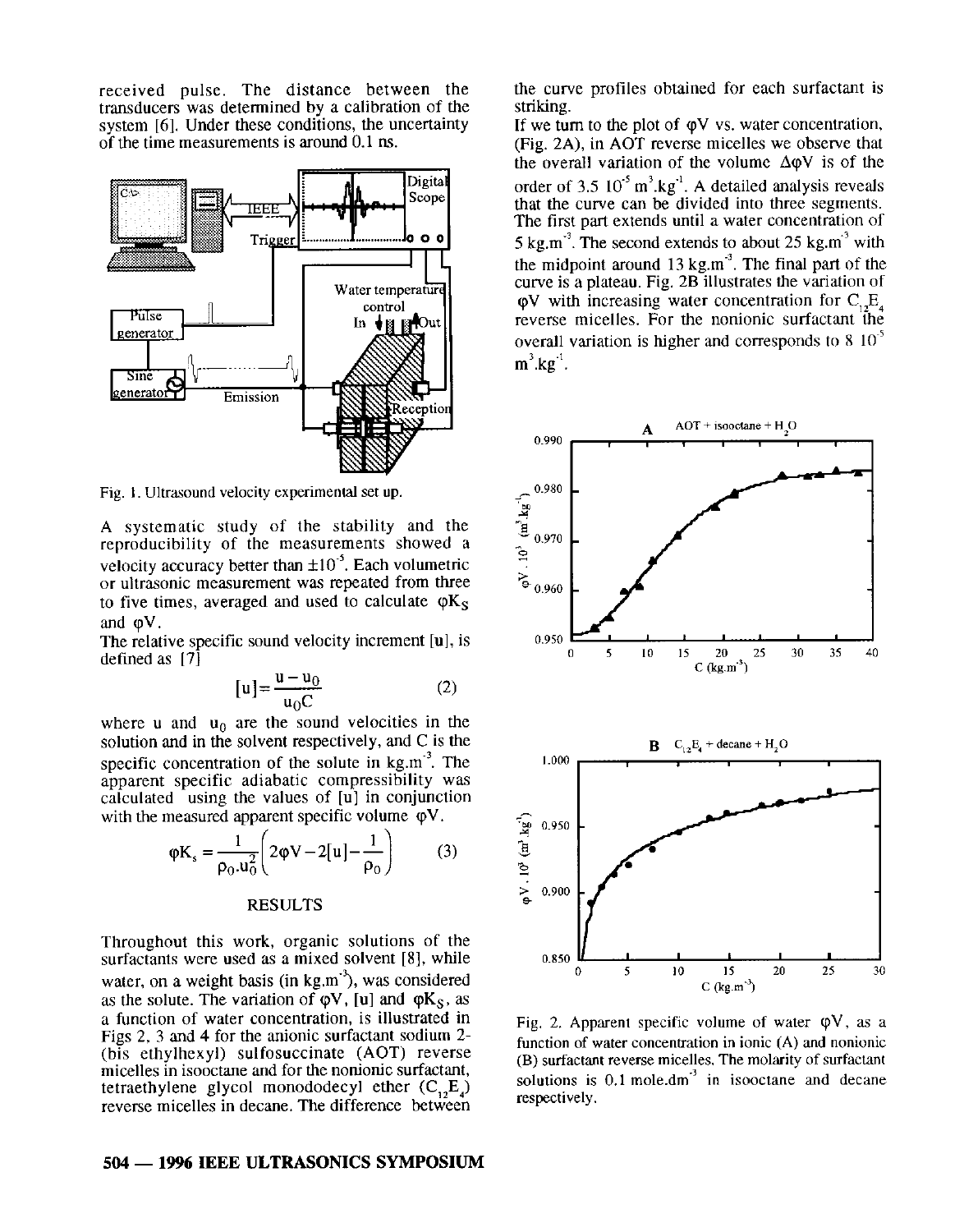received pulse. The distance between the transducers was determined by a calibration of the system [6]. Under these conditions, the uncertainty of the time measurements is around 0.1 ns.

C:\>

IEEE

Digital Scope

Trigger

Water temperature control

In Out

Pulse generator

Sine generator

Emission

Reception

Fig. 1. Ultrasound velocity experimental set up.

A systematic study of the stability and the reproducibility of the measurements showed a velocity accuracy better than $\pm 10^{-5}$. Each volumetric or ultrasonic measurement was repeated from three to five times, averaged and used to calculate $\varphi K_S$ and $\varphi V$.

The relative specific sound velocity increment $[u]$, is defined as [7]

$$[u] = \frac{u - u_0}{u_0 C} \qquad (2)$$

where u and $u_0$ are the sound velocities in the solution and in the solvent respectively, and C is the specific concentration of the solute in $kg.m^{-3}$. The apparent specific adiabatic compressibility was calculated using the values of $[u]$ in conjunction with the measured apparent specific volume $\varphi V$.

$$\varphi K_s = \frac{1}{\rho_0 . u_0^2}\left(2\varphi V - 2[u] - \frac{1}{\rho_0}\right) \qquad (3)$$

## RESULTS

Throughout this work, organic solutions of the surfactants were used as a mixed solvent [8], while water, on a weight basis (in $kg.m^{-3}$), was considered as the solute. The variation of $\varphi V$, $[u]$ and $\varphi K_S$, as a function of water concentration, is illustrated in Figs 2, 3 and 4 for the anionic surfactant sodium 2-(bis ethylhexyl) sulfosuccinate (AOT) reverse micelles in isooctane and for the nonionic surfactant, tetraethylene glycol monododecyl ether ($C_{12}E_4$) reverse micelles in decane. The difference between the curve profiles obtained for each surfactant is striking.

If we turn to the plot of $\varphi V$ vs. water concentration, (Fig. 2A), in AOT reverse micelles we observe that the overall variation of the volume $\Delta\varphi V$ is of the order of $3.5\ 10^{-5}\ m^3.kg^{-1}$. A detailed analysis reveals that the curve can be divided into three segments. The first part extends until a water concentration of $5\ kg.m^{-3}$. The second extends to about $25\ kg.m^{-3}$ with the midpoint around $13\ kg.m^{-3}$. The final part of the curve is a plateau. Fig. 2B illustrates the variation of $\varphi V$ with increasing water concentration for $C_{12}E_4$ reverse micelles. For the nonionic surfactant the overall variation is higher and corresponds to $8\ 10^{-5}\ m^3.kg^{-1}$.

A AOT + isooctane + $H_2O$

$\varphi V . 10^3\ (m^3.kg^{-1})$

0.990, 0.980, 0.970, 0.960, 0.950

0, 5, 10, 15, 20, 25, 30, 35, 40

C ($kg.m^{-3}$)

B $C_{12}E_4$ + decane + $H_2O$

$\varphi V . 10^3\ (m^3.kg^{-1})$

1.000, 0.950, 0.900, 0.850

0, 5, 10, 15, 20, 25, 30

C ($kg.m^{-3}$)

Fig. 2. Apparent specific volume of water $\varphi V$, as a function of water concentration in ionic (A) and nonionic (B) surfactant reverse micelles. The molarity of surfactant solutions is $0.1\ mole.dm^{-3}$ in isooctane and decane respectively.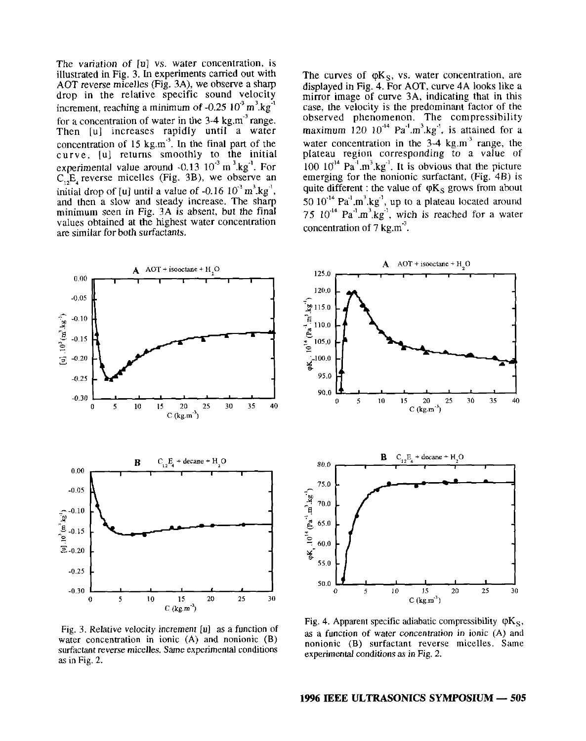The variation of [u] vs. water concentration, is illustrated in Fig. 3. In experiments carried out with AOT reverse micelles (Fig. 3A), we observe a sharp drop in the relative specific sound velocity increment, reaching a minimum of -0.25 $10^{-3}$ $m^3.kg^{-1}$ for a concentration of water in the 3-4 $kg.m^{-3}$ range. Then [u] increases rapidly until a water concentration of 15 $kg.m^{-3}$. In the final part of the curve, [u] returns smoothly to the initial experimental value around -0.13 $10^{-3}$ $m^3.kg^{-1}$. For $C_{12}E_4$ reverse micelles (Fig. 3B), we observe an initial drop of [u] until a value of -0.16 $10^{-3}$ $m^3.kg^{-1}$, and then a slow and steady increase. The sharp minimum seen in Fig. 3A is absent, but the final values obtained at the highest water concentration are similar for both surfactants.

The curves of $\varphi K_S$, vs. water concentration, are displayed in Fig. 4. For AOT, curve 4A looks like a mirror image of curve 3A, indicating that in this case, the velocity is the predominant factor of the observed phenomenon. The compressibility maximum 120 $10^{-14}$ $Pa^{-1}.m^3.kg^{-1}$, is attained for a water concentration in the 3-4 $kg.m^{-3}$ range, the plateau region corresponding to a value of 100 $10^{-14}$ $Pa^{-1}.m^3.kg^{-1}$. It is obvious that the picture emerging for the nonionic surfactant, (Fig. 4B) is quite different : the value of $\varphi K_S$ grows from about 50 $10^{-14}$ $Pa^{-1}.m^3.kg^{-1}$, up to a plateau located around 75 $10^{-14}$ $Pa^{-1}.m^3.kg^{-1}$, wich is reached for a water concentration of 7 $kg.m^{-3}$.

A AOT + isooctane + $H_2O$

[u] .$10^3$ ($m^3.kg^{-1}$)

0.00
-0.05
-0.10
-0.15
-0.20
-0.25
-0.30

0 5 10 15 20 25 30 35 40

C ($kg.m^{-3}$)

B $C_{12}E_4$ + decane + $H_2O$

[u].$10^3$ ($m^3.kg^{-1}$)

0.00
-0.05
-0.10
-0.15
-0.20
-0.25
-0.30

0 5 10 15 20 25 30

C ($kg.m^{-3}$)

Fig. 3. Relative velocity increment [u] as a function of water concentration in ionic (A) and nonionic (B) surfactant reverse micelles. Same experimental conditions as in Fig. 2.

A AOT + isooctane + $H_2O$

$\varphi K_s$ . $10^{14}$ ($Pa^{-1}.m^3.kg^{-1}$)

125.0
120.0
115.0
110.0
105.0
100.0
95.0
90.0

0 5 10 15 20 25 30 35 40

C ($kg.m^{-3}$)

B $C_{12}E_4$ + decane + $H_2O$

$\varphi K_s$ .$10^{14}$ ($Pa^{-1}.m^3.kg^{-1}$)

80.0
75.0
70.0
65.0
60.0
55.0
50.0

0 5 10 15 20 25 30

C ($kg.m^{-3}$)

Fig. 4. Apparent specific adiabatic compressibility $\varphi K_S$, as a function of water concentration in ionic (A) and nonionic (B) surfactant reverse micelles. Same experimental conditions as in Fig. 2.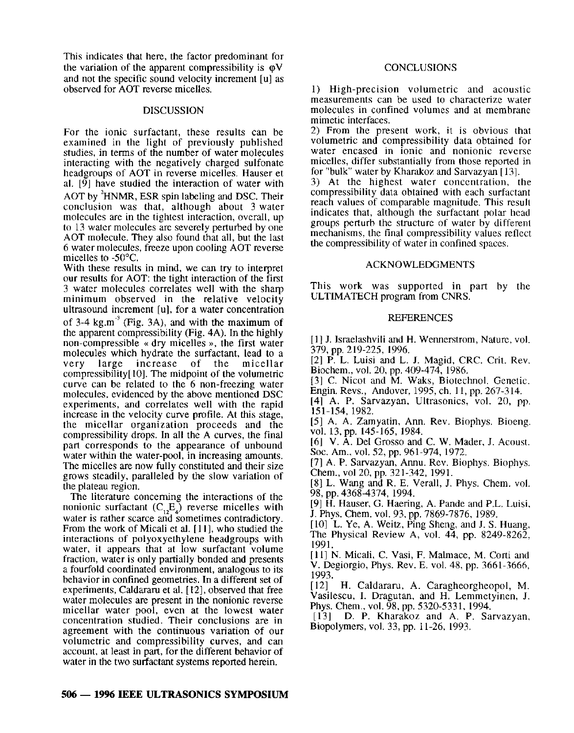This indicates that here, the factor predominant for the variation of the apparent compressibility is φV and not the specific sound velocity increment [u] as observed for AOT reverse micelles.

## DISCUSSION

For the ionic surfactant, these results can be examined in the light of previously published studies, in terms of the number of water molecules interacting with the negatively charged sulfonate headgroups of AOT in reverse micelles. Hauser et al. [9] have studied the interaction of water with AOT by $^{1}$HNMR, ESR spin labeling and DSC. Their conclusion was that, although about 3 water molecules are in the tightest interaction, overall, up to 13 water molecules are severely perturbed by one AOT molecule. They also found that all, but the last 6 water molecules, freeze upon cooling AOT reverse micelles to -50°C.

With these results in mind, we can try to interpret our results for AOT: the tight interaction of the first 3 water molecules correlates well with the sharp minimum observed in the relative velocity ultrasound increment [u], for a water concentration of 3-4 kg.m$^{-3}$ (Fig. 3A), and with the maximum of the apparent compressibility (Fig. 4A). In the highly non-compressible « dry micelles », the first water molecules which hydrate the surfactant, lead to a very large increase of the micellar compressibility[10]. The midpoint of the volumetric curve can be related to the 6 non-freezing water molecules, evidenced by the above mentioned DSC experiments, and correlates well with the rapid increase in the velocity curve profile. At this stage, the micellar organization proceeds and the compressibility drops. In all the A curves, the final part corresponds to the appearance of unbound water within the water-pool, in increasing amounts. The micelles are now fully constituted and their size grows steadily, paralleled by the slow variation of the plateau region.

The literature concerning the interactions of the nonionic surfactant ($C_{12}E_4$) reverse micelles with water is rather scarce and sometimes contradictory. From the work of Micali et al. [11], who studied the interactions of polyoxyethylene headgroups with water, it appears that at low surfactant volume fraction, water is only partially bonded and presents a fourfold coordinated environment, analogous to its behavior in confined geometries. In a different set of experiments, Caldararu et al. [12], observed that free water molecules are present in the nonionic reverse micellar water pool, even at the lowest water concentration studied. Their conclusions are in agreement with the continuous variation of our volumetric and compressibility curves, and can account, at least in part, for the different behavior of water in the two surfactant systems reported herein.

## CONCLUSIONS

1) High-precision volumetric and acoustic measurements can be used to characterize water molecules in confined volumes and at membrane mimetic interfaces.

2) From the present work, it is obvious that volumetric and compressibility data obtained for water encased in ionic and nonionic reverse micelles, differ substantially from those reported in for "bulk" water by Kharakoz and Sarvazyan [13].

3) At the highest water concentration, the compressibility data obtained with each surfactant reach values of comparable magnitude. This result indicates that, although the surfactant polar head groups perturb the structure of water by different mechanisms, the final compressibility values reflect the compressibility of water in confined spaces.

## ACKNOWLEDGMENTS

This work was supported in part by the ULTIMATECH program from CNRS.

## REFERENCES

[1] J. Israelashvili and H. Wennerstrom, Nature, vol. 379, pp. 219-225, 1996.

[2] P. L. Luisi and L. J. Magid, CRC. Crit. Rev. Biochem., vol. 20, pp. 409-474, 1986.

[3] C. Nicot and M. Waks, Biotechnol. Genetic. Engin. Revs., Andover, 1995, ch. 11, pp. 267-314.

[4] A. P. Sarvazyan, Ultrasonics, vol. 20, pp. 151-154, 1982.

[5] A. A. Zamyatin, Ann. Rev. Biophys. Bioeng. vol. 13, pp. 145-165, 1984.

[6] V. A. Del Grosso and C. W. Mader, J. Acoust. Soc. Am., vol. 52, pp. 961-974, 1972.

[7] A. P. Sarvazyan, Annu. Rev. Biophys. Biophys. Chem., vol 20, pp. 321-342, 1991.

[8] L. Wang and R. E. Verall, J. Phys. Chem. vol. 98, pp. 4368-4374, 1994.

[9] H. Hauser, G. Haering, A. Pande and P.L. Luisi, J. Phys. Chem. vol. 93, pp. 7869-7876, 1989.

[10] L. Ye, A. Weitz, Ping Sheng, and J. S. Huang, The Physical Review A, vol. 44, pp. 8249-8262, 1991.

[11] N. Micali, C. Vasi, F. Malmace, M. Corti and V. Degiorgio, Phys. Rev. E. vol. 48, pp. 3661-3666, 1993.

[12] H. Caldararu, A. Caragheorgheopol, M. Vasilescu, I. Dragutan, and H. Lemmetyinen, J. Phys. Chem., vol. 98, pp. 5320-5331, 1994.

[13] D. P. Kharakoz and A. P. Sarvazyan, Biopolymers, vol. 33, pp. 11-26, 1993.